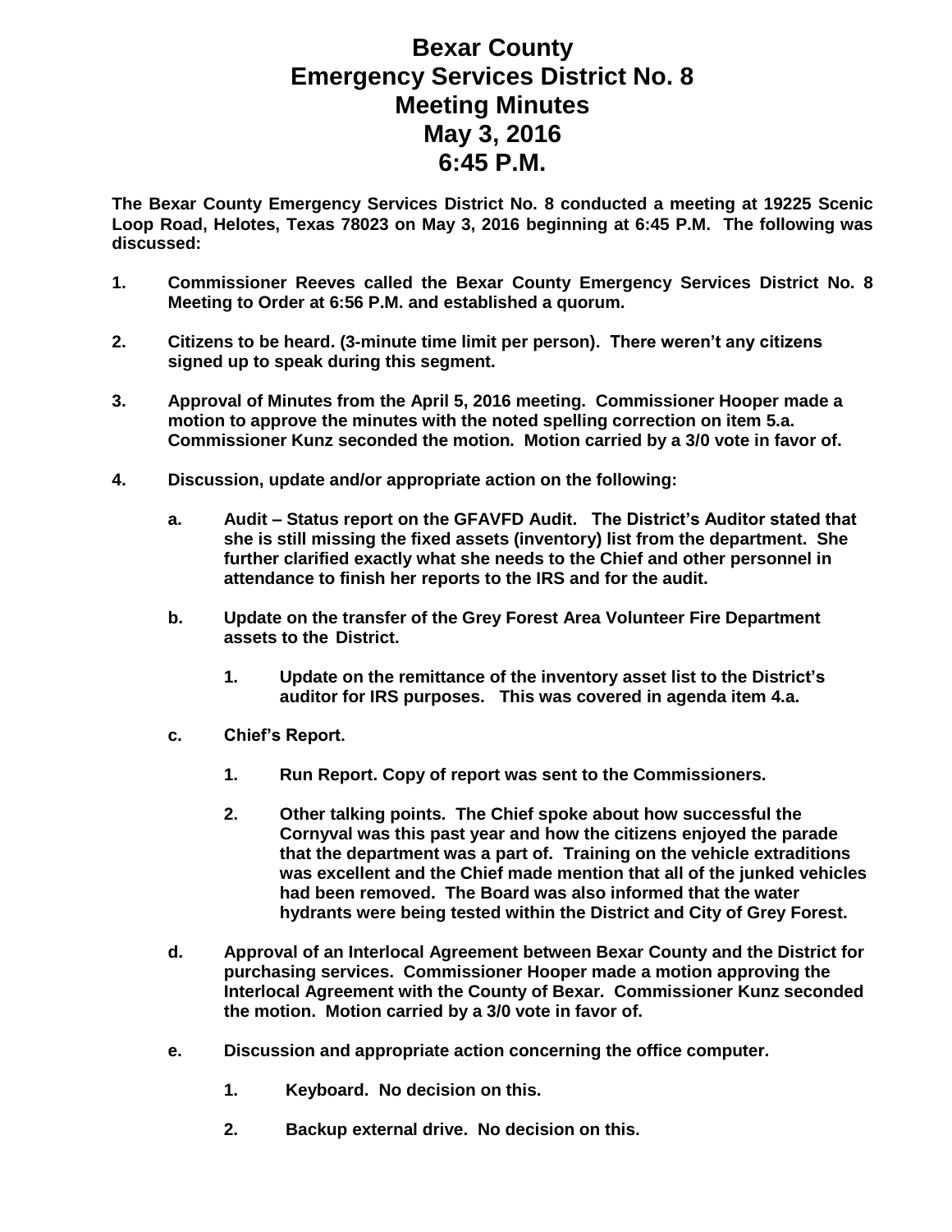# Bexar County
# Emergency Services District No. 8
# Meeting Minutes
# May 3, 2016
# 6:45 P.M.

**The Bexar County Emergency Services District No. 8 conducted a meeting at 19225 Scenic Loop Road, Helotes, Texas 78023 on May 3, 2016 beginning at 6:45 P.M. The following was discussed:**

**1.** **Commissioner Reeves called the Bexar County Emergency Services District No. 8 Meeting to Order at 6:56 P.M. and established a quorum.**

**2.** **Citizens to be heard. (3-minute time limit per person). There weren't any citizens signed up to speak during this segment.**

**3.** **Approval of Minutes from the April 5, 2016 meeting. Commissioner Hooper made a motion to approve the minutes with the noted spelling correction on item 5.a. Commissioner Kunz seconded the motion. Motion carried by a 3/0 vote in favor of.**

**4.** **Discussion, update and/or appropriate action on the following:**

- **a.** **Audit – Status report on the GFAVFD Audit. The District's Auditor stated that she is still missing the fixed assets (inventory) list from the department. She further clarified exactly what she needs to the Chief and other personnel in attendance to finish her reports to the IRS and for the audit.**

- **b.** **Update on the transfer of the Grey Forest Area Volunteer Fire Department assets to the District.**

  - **1.** **Update on the remittance of the inventory asset list to the District's auditor for IRS purposes. This was covered in agenda item 4.a.**

- **c.** **Chief's Report.**

  - **1.** **Run Report. Copy of report was sent to the Commissioners.**

  - **2.** **Other talking points. The Chief spoke about how successful the Cornyval was this past year and how the citizens enjoyed the parade that the department was a part of. Training on the vehicle extraditions was excellent and the Chief made mention that all of the junked vehicles had been removed. The Board was also informed that the water hydrants were being tested within the District and City of Grey Forest.**

- **d.** **Approval of an Interlocal Agreement between Bexar County and the District for purchasing services. Commissioner Hooper made a motion approving the Interlocal Agreement with the County of Bexar. Commissioner Kunz seconded the motion. Motion carried by a 3/0 vote in favor of.**

- **e.** **Discussion and appropriate action concerning the office computer.**

  - **1.** **Keyboard. No decision on this.**

  - **2.** **Backup external drive. No decision on this.**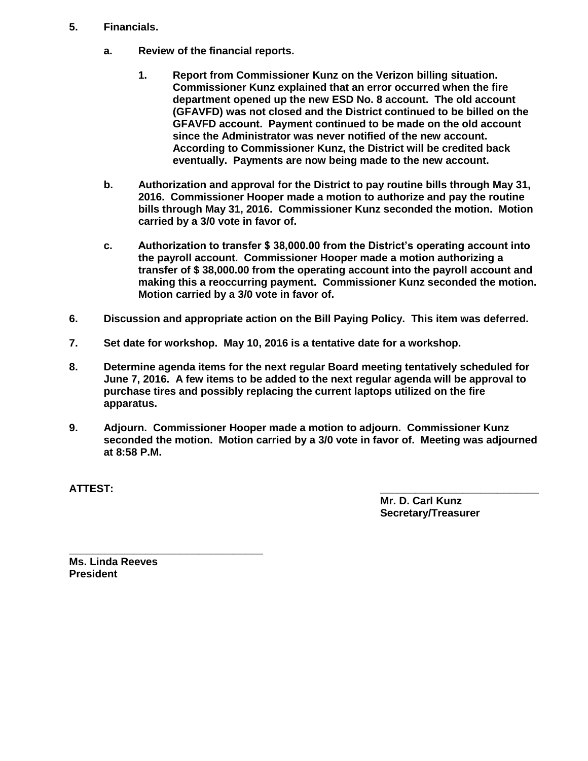**5. Financials.**

**a. Review of the financial reports.**

**1. Report from Commissioner Kunz on the Verizon billing situation. Commissioner Kunz explained that an error occurred when the fire department opened up the new ESD No. 8 account. The old account (GFAVFD) was not closed and the District continued to be billed on the GFAVFD account. Payment continued to be made on the old account since the Administrator was never notified of the new account. According to Commissioner Kunz, the District will be credited back eventually. Payments are now being made to the new account.**

**b. Authorization and approval for the District to pay routine bills through May 31, 2016. Commissioner Hooper made a motion to authorize and pay the routine bills through May 31, 2016. Commissioner Kunz seconded the motion. Motion carried by a 3/0 vote in favor of.**

**c. Authorization to transfer $ 38,000.00 from the District's operating account into the payroll account. Commissioner Hooper made a motion authorizing a transfer of $ 38,000.00 from the operating account into the payroll account and making this a reoccurring payment. Commissioner Kunz seconded the motion. Motion carried by a 3/0 vote in favor of.**

**6. Discussion and appropriate action on the Bill Paying Policy. This item was deferred.**

**7. Set date for workshop. May 10, 2016 is a tentative date for a workshop.**

**8. Determine agenda items for the next regular Board meeting tentatively scheduled for June 7, 2016. A few items to be added to the next regular agenda will be approval to purchase tires and possibly replacing the current laptops utilized on the fire apparatus.**

**9. Adjourn. Commissioner Hooper made a motion to adjourn. Commissioner Kunz seconded the motion. Motion carried by a 3/0 vote in favor of. Meeting was adjourned at 8:58 P.M.**

**ATTEST:**

\_\_\_\_\_\_\_\_\_\_\_\_\_\_\_\_\_\_\_\_\_\_\_\_\_\_\_\_
**Mr. D. Carl Kunz**
**Secretary/Treasurer**

\_\_\_\_\_\_\_\_\_\_\_\_\_\_\_\_\_\_\_\_\_\_\_\_\_\_\_\_\_\_\_\_\_\_
**Ms. Linda Reeves**
**President**